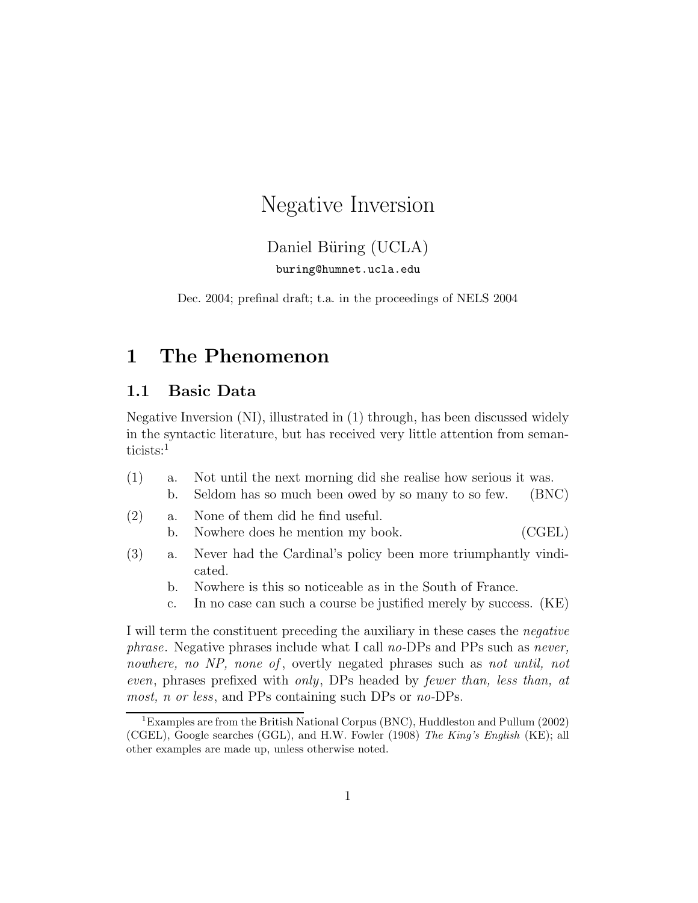# Negative Inversion

Daniel Büring (UCLA)

buring@humnet.ucla.edu

Dec. 2004; prefinal draft; t.a. in the proceedings of NELS 2004

## 1 The Phenomenon

### 1.1 Basic Data

Negative Inversion (NI), illustrated in (1) through, has been discussed widely in the syntactic literature, but has received very little attention from semanticists:[1]

(1) a. Not until the next morning did she realise how serious it was.
    b. Seldom has so much been owed by so many to so few. (BNC)

(2) a. None of them did he find useful.
    b. Nowhere does he mention my book. (CGEL)

(3) a. Never had the Cardinal's policy been more triumphantly vindicated.
    b. Nowhere is this so noticeable as in the South of France.
    c. In no case can such a course be justified merely by success. (KE)

I will term the constituent preceding the auxiliary in these cases the *negative phrase*. Negative phrases include what I call *no*-DPs and PPs such as *never, nowhere, no NP, none of*, overtly negated phrases such as *not until, not even*, phrases prefixed with *only*, DPs headed by *fewer than, less than, at most, n or less*, and PPs containing such DPs or *no*-DPs.

[1] Examples are from the British National Corpus (BNC), Huddleston and Pullum (2002) (CGEL), Google searches (GGL), and H.W. Fowler (1908) *The King's English* (KE); all other examples are made up, unless otherwise noted.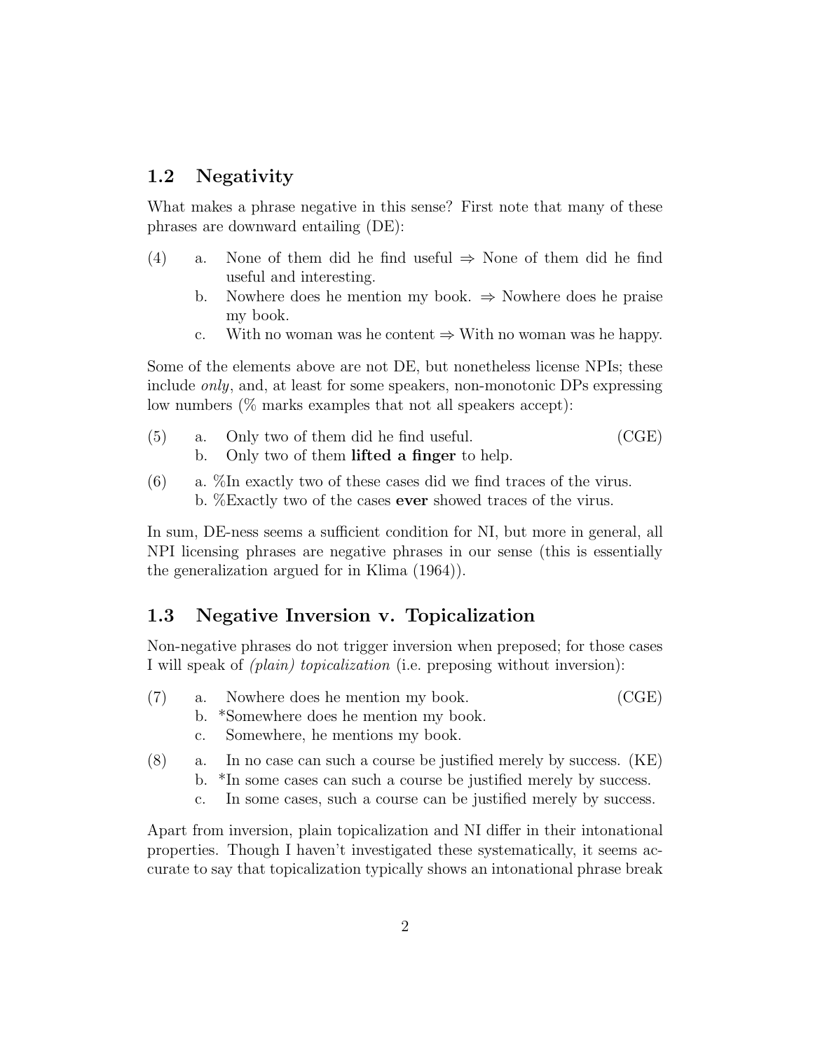## 1.2 Negativity

What makes a phrase negative in this sense? First note that many of these phrases are downward entailing (DE):

(4) a. None of them did he find useful ⇒ None of them did he find useful and interesting.
 b. Nowhere does he mention my book. ⇒ Nowhere does he praise my book.
 c. With no woman was he content ⇒ With no woman was he happy.

Some of the elements above are not DE, but nonetheless license NPIs; these include *only*, and, at least for some speakers, non-monotonic DPs expressing low numbers (% marks examples that not all speakers accept):

(5) a. Only two of them did he find useful. (CGE)
 b. Only two of them **lifted a finger** to help.

(6) a. %In exactly two of these cases did we find traces of the virus.
 b. %Exactly two of the cases **ever** showed traces of the virus.

In sum, DE-ness seems a sufficient condition for NI, but more in general, all NPI licensing phrases are negative phrases in our sense (this is essentially the generalization argued for in Klima (1964)).

## 1.3 Negative Inversion v. Topicalization

Non-negative phrases do not trigger inversion when preposed; for those cases I will speak of *(plain) topicalization* (i.e. preposing without inversion):

(7) a. Nowhere does he mention my book. (CGE)
 b. *Somewhere does he mention my book.
 c. Somewhere, he mentions my book.

(8) a. In no case can such a course be justified merely by success. (KE)
 b. *In some cases can such a course be justified merely by success.
 c. In some cases, such a course can be justified merely by success.

Apart from inversion, plain topicalization and NI differ in their intonational properties. Though I haven't investigated these systematically, it seems accurate to say that topicalization typically shows an intonational phrase break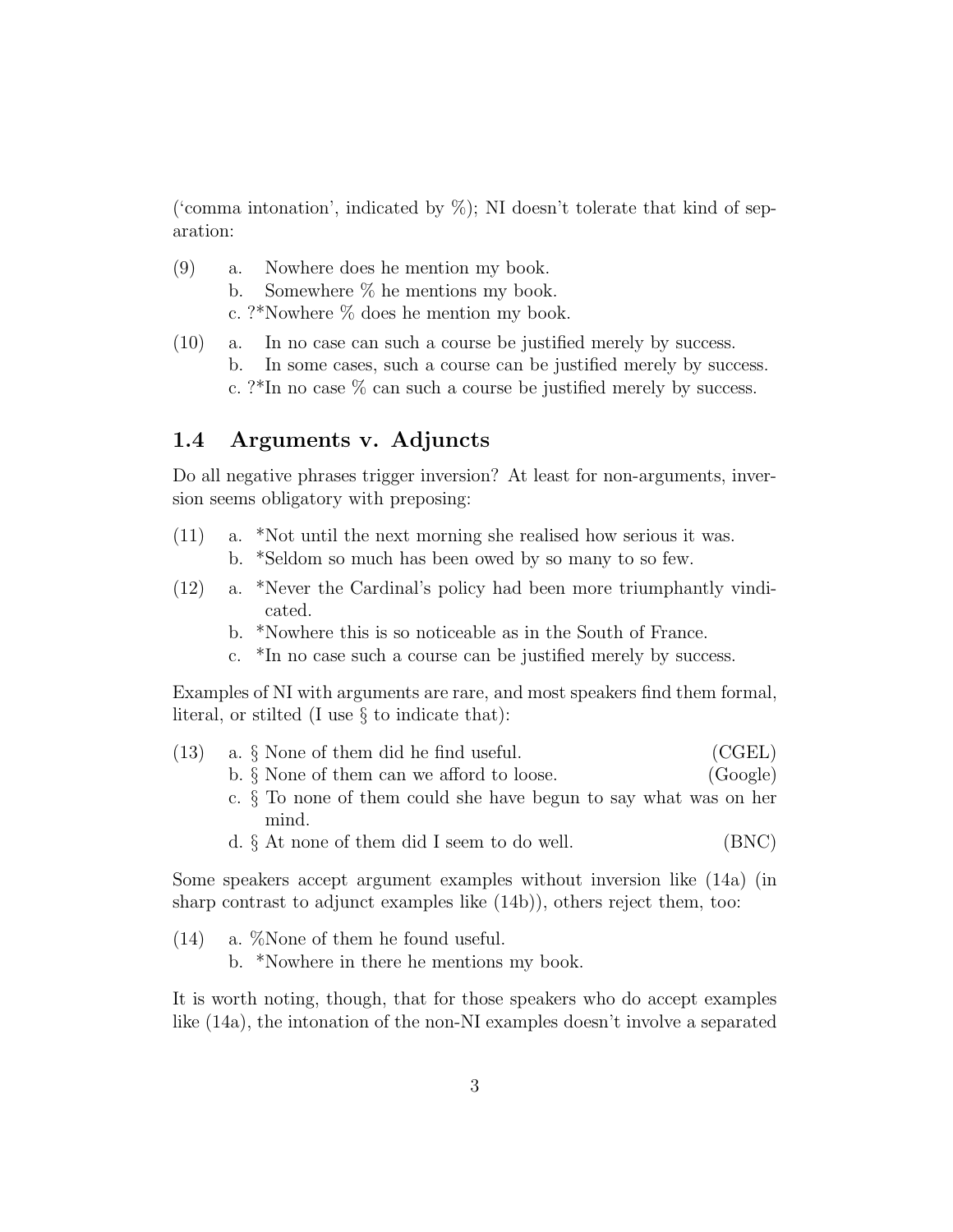('comma intonation', indicated by %); NI doesn't tolerate that kind of separation:

(9)
  a. Nowhere does he mention my book.
  b. Somewhere % he mentions my book.
  c. ?*Nowhere % does he mention my book.

(10)
  a. In no case can such a course be justified merely by success.
  b. In some cases, such a course can be justified merely by success.
  c. ?*In no case % can such a course be justified merely by success.

## 1.4 Arguments v. Adjuncts

Do all negative phrases trigger inversion? At least for non-arguments, inversion seems obligatory with preposing:

(11)
  a. *Not until the next morning she realised how serious it was.
  b. *Seldom so much has been owed by so many to so few.

(12)
  a. *Never the Cardinal's policy had been more triumphantly vindicated.
  b. *Nowhere this is so noticeable as in the South of France.
  c. *In no case such a course can be justified merely by success.

Examples of NI with arguments are rare, and most speakers find them formal, literal, or stilted (I use § to indicate that):

(13)
  a. § None of them did he find useful. (CGEL)
  b. § None of them can we afford to loose. (Google)
  c. § To none of them could she have begun to say what was on her mind.
  d. § At none of them did I seem to do well. (BNC)

Some speakers accept argument examples without inversion like (14a) (in sharp contrast to adjunct examples like (14b)), others reject them, too:

(14)
  a. %None of them he found useful.
  b. *Nowhere in there he mentions my book.

It is worth noting, though, that for those speakers who do accept examples like (14a), the intonation of the non-NI examples doesn't involve a separated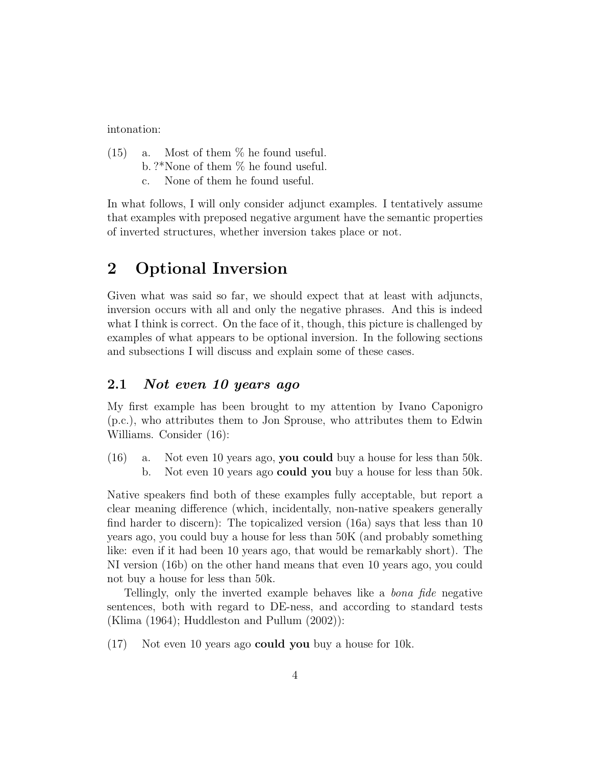intonation:

(15) a. Most of them % he found useful.
 b. ?*None of them % he found useful.
 c. None of them he found useful.

In what follows, I will only consider adjunct examples. I tentatively assume that examples with preposed negative argument have the semantic properties of inverted structures, whether inversion takes place or not.

## 2 Optional Inversion

Given what was said so far, we should expect that at least with adjuncts, inversion occurs with all and only the negative phrases. And this is indeed what I think is correct. On the face of it, though, this picture is challenged by examples of what appears to be optional inversion. In the following sections and subsections I will discuss and explain some of these cases.

### 2.1 *Not even 10 years ago*

My first example has been brought to my attention by Ivano Caponigro (p.c.), who attributes them to Jon Sprouse, who attributes them to Edwin Williams. Consider (16):

(16) a. Not even 10 years ago, **you could** buy a house for less than 50k.
 b. Not even 10 years ago **could you** buy a house for less than 50k.

Native speakers find both of these examples fully acceptable, but report a clear meaning difference (which, incidentally, non-native speakers generally find harder to discern): The topicalized version (16a) says that less than 10 years ago, you could buy a house for less than 50K (and probably something like: even if it had been 10 years ago, that would be remarkably short). The NI version (16b) on the other hand means that even 10 years ago, you could not buy a house for less than 50k.

Tellingly, only the inverted example behaves like a *bona fide* negative sentences, both with regard to DE-ness, and according to standard tests (Klima (1964); Huddleston and Pullum (2002)):

(17) Not even 10 years ago **could you** buy a house for 10k.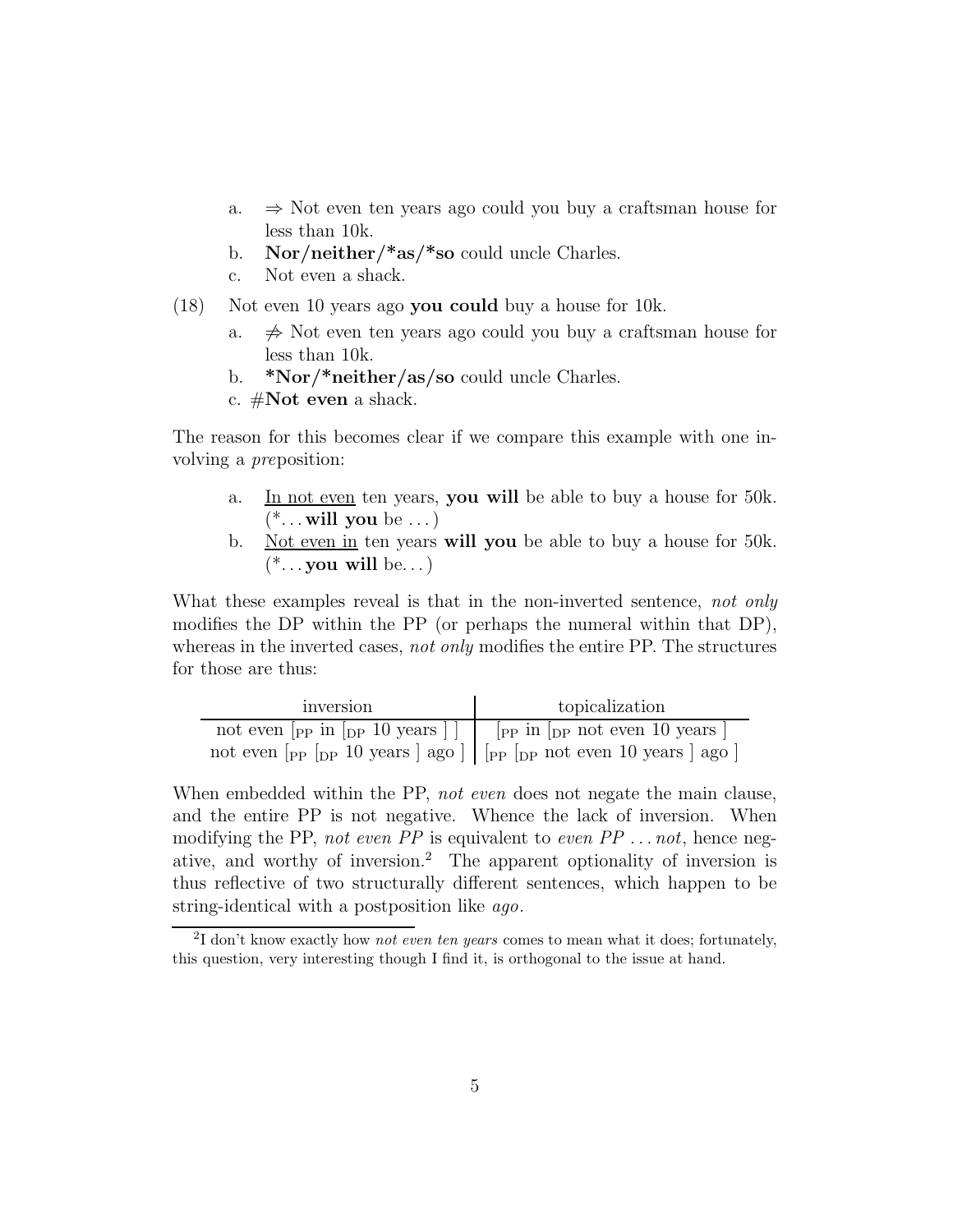a. ⇒ Not even ten years ago could you buy a craftsman house for less than 10k.
b. **Nor/neither/*as/*so** could uncle Charles.
c. Not even a shack.

(18) Not even 10 years ago **you could** buy a house for 10k.

a. ⇏ Not even ten years ago could you buy a craftsman house for less than 10k.
b. ***Nor/*neither/as/so** could uncle Charles.
c. #**Not even** a shack.

The reason for this becomes clear if we compare this example with one involving a *pre*position:

a. <u>In not even</u> ten years, **you will** be able to buy a house for 50k. (*. . . **will you** be . . . )
b. <u>Not even in</u> ten years **will you** be able to buy a house for 50k. (*. . . **you will** be. . . )

What these examples reveal is that in the non-inverted sentence, *not only* modifies the DP within the PP (or perhaps the numeral within that DP), whereas in the inverted cases, *not only* modifies the entire PP. The structures for those are thus:

| inversion | topicalization |
|---|---|
| not even [$_{\text{PP}}$ in [$_{\text{DP}}$ 10 years ] ] | [$_{\text{PP}}$ in [$_{\text{DP}}$ not even 10 years ] |
| not even [$_{\text{PP}}$ [$_{\text{DP}}$ 10 years ] ago ] | [$_{\text{PP}}$ [$_{\text{DP}}$ not even 10 years ] ago ] |

When embedded within the PP, *not even* does not negate the main clause, and the entire PP is not negative. Whence the lack of inversion. When modifying the PP, *not even PP* is equivalent to *even PP . . . not*, hence negative, and worthy of inversion.[2] The apparent optionality of inversion is thus reflective of two structurally different sentences, which happen to be string-identical with a postposition like *ago*.

[2] I don't know exactly how *not even ten years* comes to mean what it does; fortunately, this question, very interesting though I find it, is orthogonal to the issue at hand.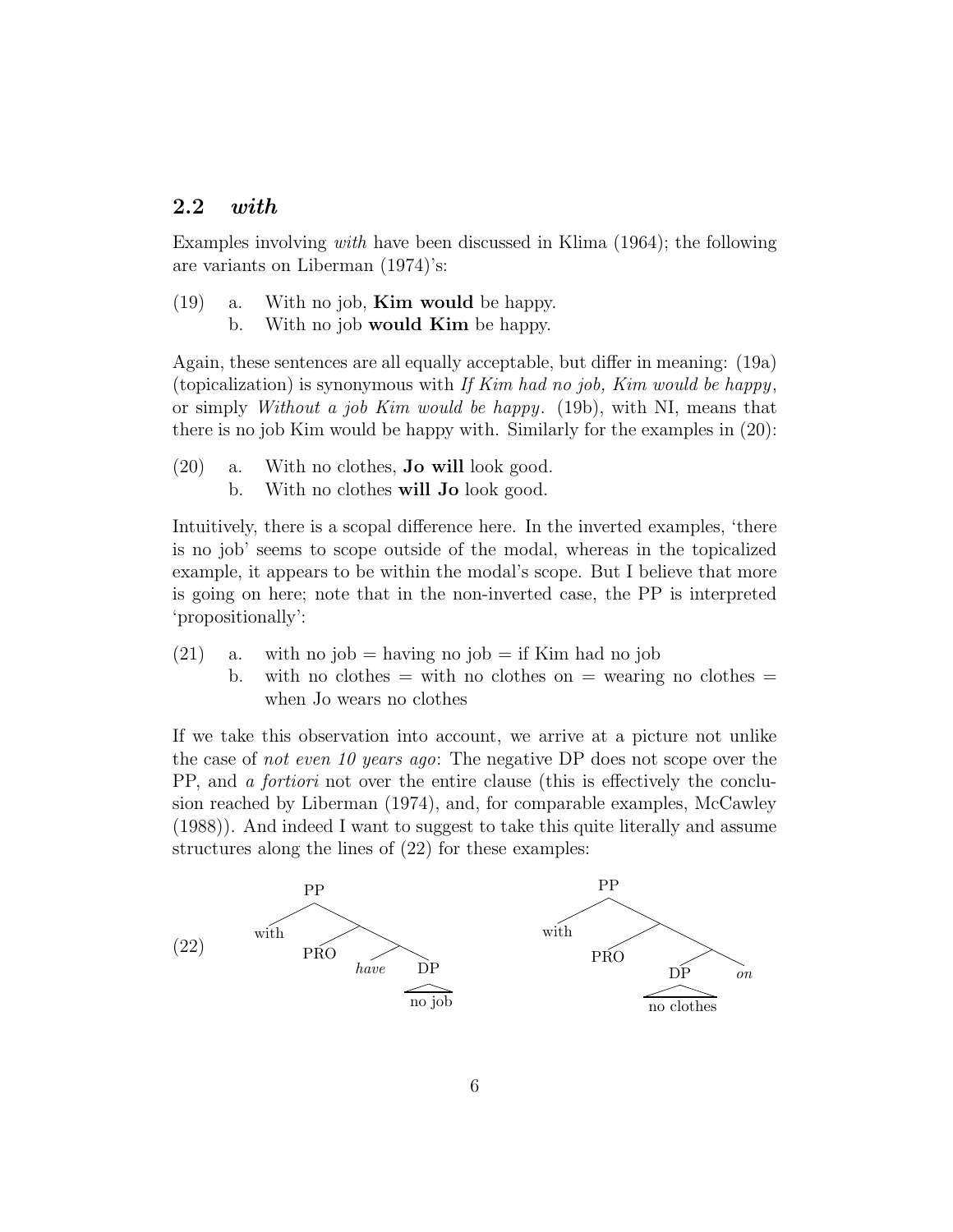## 2.2 *with*

Examples involving *with* have been discussed in Klima (1964); the following are variants on Liberman (1974)'s:

(19) a. With no job, **Kim would** be happy.
  b. With no job **would Kim** be happy.

Again, these sentences are all equally acceptable, but differ in meaning: (19a) (topicalization) is synonymous with *If Kim had no job, Kim would be happy*, or simply *Without a job Kim would be happy*. (19b), with NI, means that there is no job Kim would be happy with. Similarly for the examples in (20):

(20) a. With no clothes, **Jo will** look good.
  b. With no clothes **will Jo** look good.

Intuitively, there is a scopal difference here. In the inverted examples, 'there is no job' seems to scope outside of the modal, whereas in the topicalized example, it appears to be within the modal's scope. But I believe that more is going on here; note that in the non-inverted case, the PP is interpreted 'propositionally':

(21) a. with no job = having no job = if Kim had no job
  b. with no clothes = with no clothes on = wearing no clothes = when Jo wears no clothes

If we take this observation into account, we arrive at a picture not unlike the case of *not even 10 years ago*: The negative DP does not scope over the PP, and *a fortiori* not over the entire clause (this is effectively the conclusion reached by Liberman (1974), and, for comparable examples, McCawley (1988)). And indeed I want to suggest to take this quite literally and assume structures along the lines of (22) for these examples:

(22) [PP with [PRO [*have* [DP no job]]]]    [PP with [PRO [[DP no clothes] *on*]]]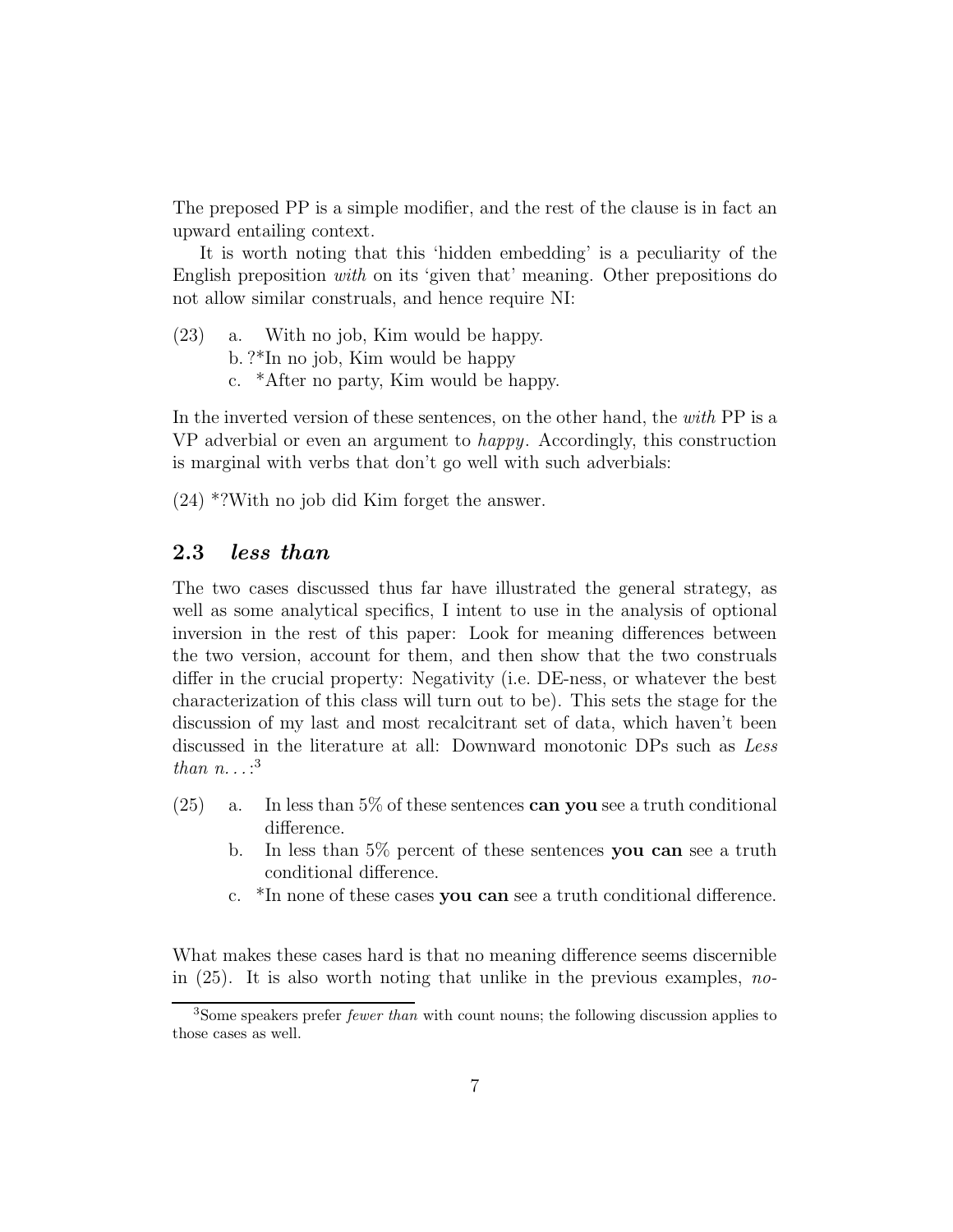The preposed PP is a simple modifier, and the rest of the clause is in fact an upward entailing context.

It is worth noting that this 'hidden embedding' is a peculiarity of the English preposition *with* on its 'given that' meaning. Other prepositions do not allow similar construals, and hence require NI:

(23) a. With no job, Kim would be happy.
b. ?*In no job, Kim would be happy
c. *After no party, Kim would be happy.

In the inverted version of these sentences, on the other hand, the *with* PP is a VP adverbial or even an argument to *happy*. Accordingly, this construction is marginal with verbs that don't go well with such adverbials:

(24) *?With no job did Kim forget the answer.

## 2.3 *less than*

The two cases discussed thus far have illustrated the general strategy, as well as some analytical specifics, I intent to use in the analysis of optional inversion in the rest of this paper: Look for meaning differences between the two version, account for them, and then show that the two construals differ in the crucial property: Negativity (i.e. DE-ness, or whatever the best characterization of this class will turn out to be). This sets the stage for the discussion of my last and most recalcitrant set of data, which haven't been discussed in the literature at all: Downward monotonic DPs such as *Less than n. . .*:[3]

(25) a. In less than 5% of these sentences **can you** see a truth conditional difference.
b. In less than 5% percent of these sentences **you can** see a truth conditional difference.
c. *In none of these cases **you can** see a truth conditional difference.

What makes these cases hard is that no meaning difference seems discernible in (25). It is also worth noting that unlike in the previous examples, *no-*

[3] Some speakers prefer *fewer than* with count nouns; the following discussion applies to those cases as well.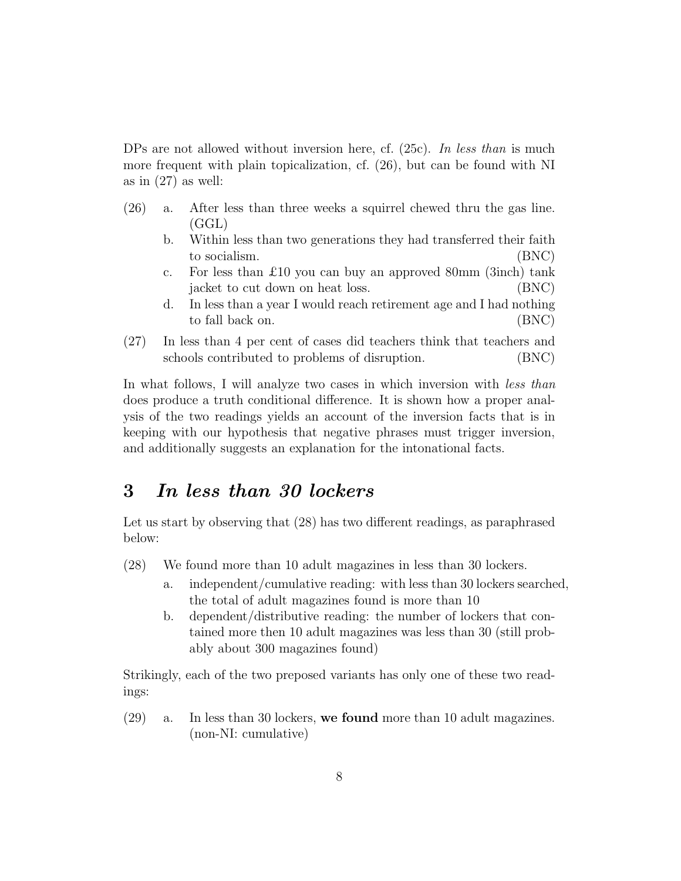DPs are not allowed without inversion here, cf. (25c). *In less than* is much more frequent with plain topicalization, cf. (26), but can be found with NI as in (27) as well:

(26) a. After less than three weeks a squirrel chewed thru the gas line. (GGL)

b. Within less than two generations they had transferred their faith to socialism. (BNC)

c. For less than £10 you can buy an approved 80mm (3inch) tank jacket to cut down on heat loss. (BNC)

d. In less than a year I would reach retirement age and I had nothing to fall back on. (BNC)

(27) In less than 4 per cent of cases did teachers think that teachers and schools contributed to problems of disruption. (BNC)

In what follows, I will analyze two cases in which inversion with *less than* does produce a truth conditional difference. It is shown how a proper analysis of the two readings yields an account of the inversion facts that is in keeping with our hypothesis that negative phrases must trigger inversion, and additionally suggests an explanation for the intonational facts.

## 3 *In less than 30 lockers*

Let us start by observing that (28) has two different readings, as paraphrased below:

(28) We found more than 10 adult magazines in less than 30 lockers.

a. independent/cumulative reading: with less than 30 lockers searched, the total of adult magazines found is more than 10

b. dependent/distributive reading: the number of lockers that contained more then 10 adult magazines was less than 30 (still probably about 300 magazines found)

Strikingly, each of the two preposed variants has only one of these two readings:

(29) a. In less than 30 lockers, **we found** more than 10 adult magazines. (non-NI: cumulative)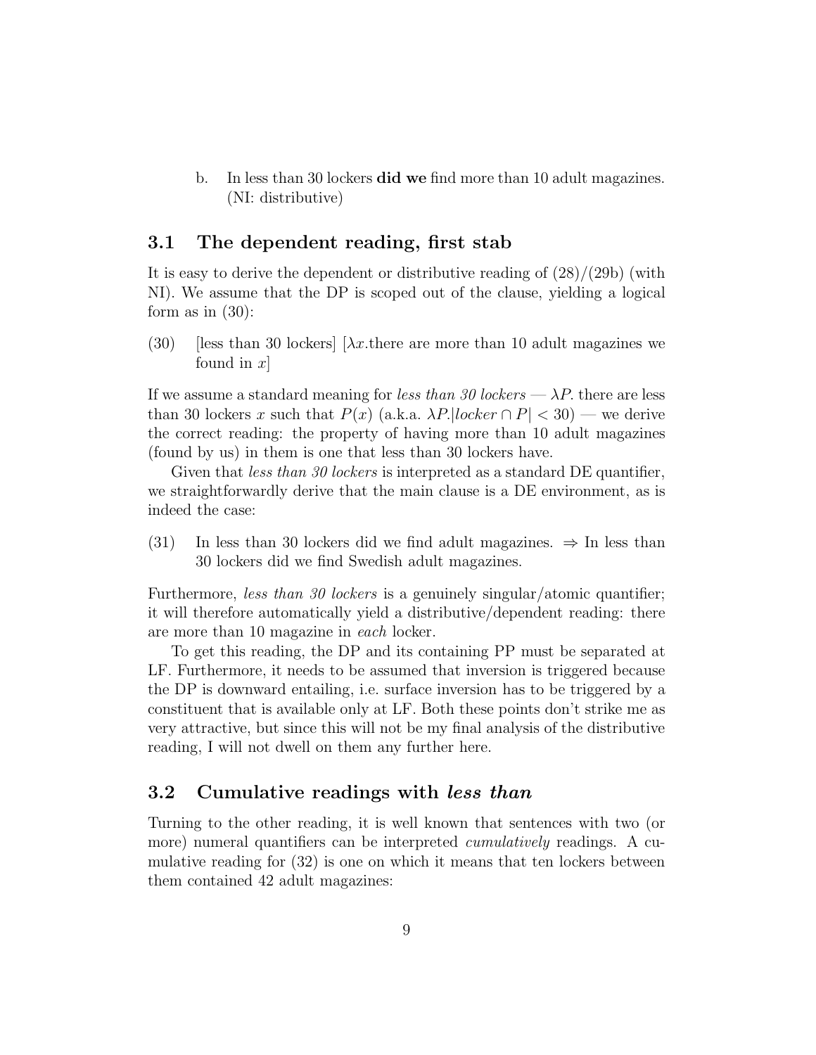b. In less than 30 lockers **did we** find more than 10 adult magazines. (NI: distributive)

## 3.1 The dependent reading, first stab

It is easy to derive the dependent or distributive reading of (28)/(29b) (with NI). We assume that the DP is scoped out of the clause, yielding a logical form as in (30):

(30) [less than 30 lockers] [$\lambda x$.there are more than 10 adult magazines we found in $x$]

If we assume a standard meaning for *less than 30 lockers* — $\lambda P$. there are less than 30 lockers $x$ such that $P(x)$ (a.k.a. $\lambda P.|locker \cap P| < 30$) — we derive the correct reading: the property of having more than 10 adult magazines (found by us) in them is one that less than 30 lockers have.

Given that *less than 30 lockers* is interpreted as a standard DE quantifier, we straightforwardly derive that the main clause is a DE environment, as is indeed the case:

(31) In less than 30 lockers did we find adult magazines. $\Rightarrow$ In less than 30 lockers did we find Swedish adult magazines.

Furthermore, *less than 30 lockers* is a genuinely singular/atomic quantifier; it will therefore automatically yield a distributive/dependent reading: there are more than 10 magazine in *each* locker.

To get this reading, the DP and its containing PP must be separated at LF. Furthermore, it needs to be assumed that inversion is triggered because the DP is downward entailing, i.e. surface inversion has to be triggered by a constituent that is available only at LF. Both these points don't strike me as very attractive, but since this will not be my final analysis of the distributive reading, I will not dwell on them any further here.

## 3.2 Cumulative readings with *less than*

Turning to the other reading, it is well known that sentences with two (or more) numeral quantifiers can be interpreted *cumulatively* readings. A cumulative reading for (32) is one on which it means that ten lockers between them contained 42 adult magazines: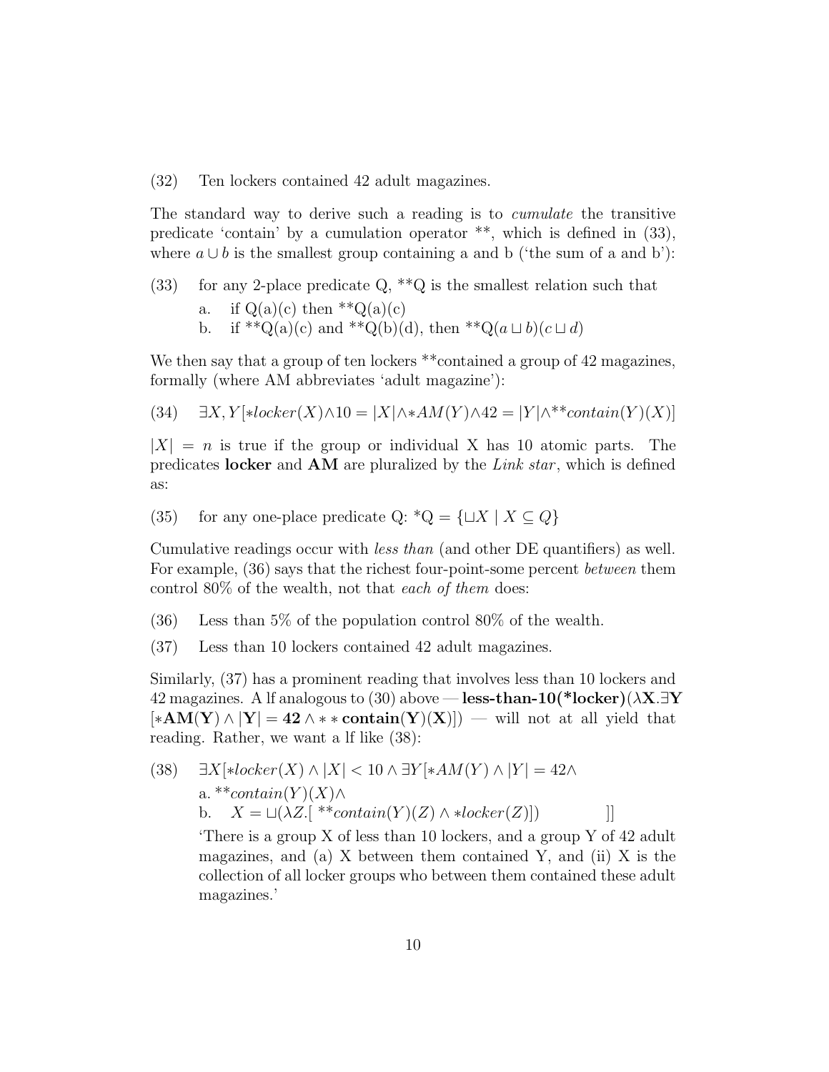(32) Ten lockers contained 42 adult magazines.

The standard way to derive such a reading is to *cumulate* the transitive predicate 'contain' by a cumulation operator **, which is defined in (33), where $a \cup b$ is the smallest group containing a and b ('the sum of a and b'):

(33) for any 2-place predicate Q, **Q is the smallest relation such that

a. if Q(a)(c) then **Q(a)(c)

b. if **Q(a)(c) and **Q(b)(d), then **Q$(a \sqcup b)(c \sqcup d)$

We then say that a group of ten lockers **contained a group of 42 magazines, formally (where AM abbreviates 'adult magazine'):

(34) $\exists X, Y[*locker(X) \wedge 10 = |X| \wedge *AM(Y) \wedge 42 = |Y| \wedge **contain(Y)(X)]$

$|X| = n$ is true if the group or individual X has 10 atomic parts. The predicates **locker** and **AM** are pluralized by the *Link star*, which is defined as:

(35) for any one-place predicate Q: $*Q = \{\sqcup X \mid X \subseteq Q\}$

Cumulative readings occur with *less than* (and other DE quantifiers) as well. For example, (36) says that the richest four-point-some percent *between* them control 80% of the wealth, not that *each of them* does:

(36) Less than 5% of the population control 80% of the wealth.

(37) Less than 10 lockers contained 42 adult magazines.

Similarly, (37) has a prominent reading that involves less than 10 lockers and 42 magazines. A lf analogous to (30) above — **less-than-10(*locker)**$(\lambda \mathbf{X}.\exists \mathbf{Y}[*\mathbf{AM}(\mathbf{Y}) \wedge |\mathbf{Y}| = \mathbf{42} \wedge **\mathbf{contain}(\mathbf{Y})(\mathbf{X})])$ — will not at all yield that reading. Rather, we want a lf like (38):

(38) $\exists X[*locker(X) \wedge |X| < 10 \wedge \exists Y[*AM(Y) \wedge |Y| = 42 \wedge$

a. $**contain(Y)(X) \wedge$

b. $X = \sqcup(\lambda Z.[\ **contain(Y)(Z) \wedge *locker(Z)])$ $]]$

'There is a group X of less than 10 lockers, and a group Y of 42 adult magazines, and (a) X between them contained Y, and (ii) X is the collection of all locker groups who between them contained these adult magazines.'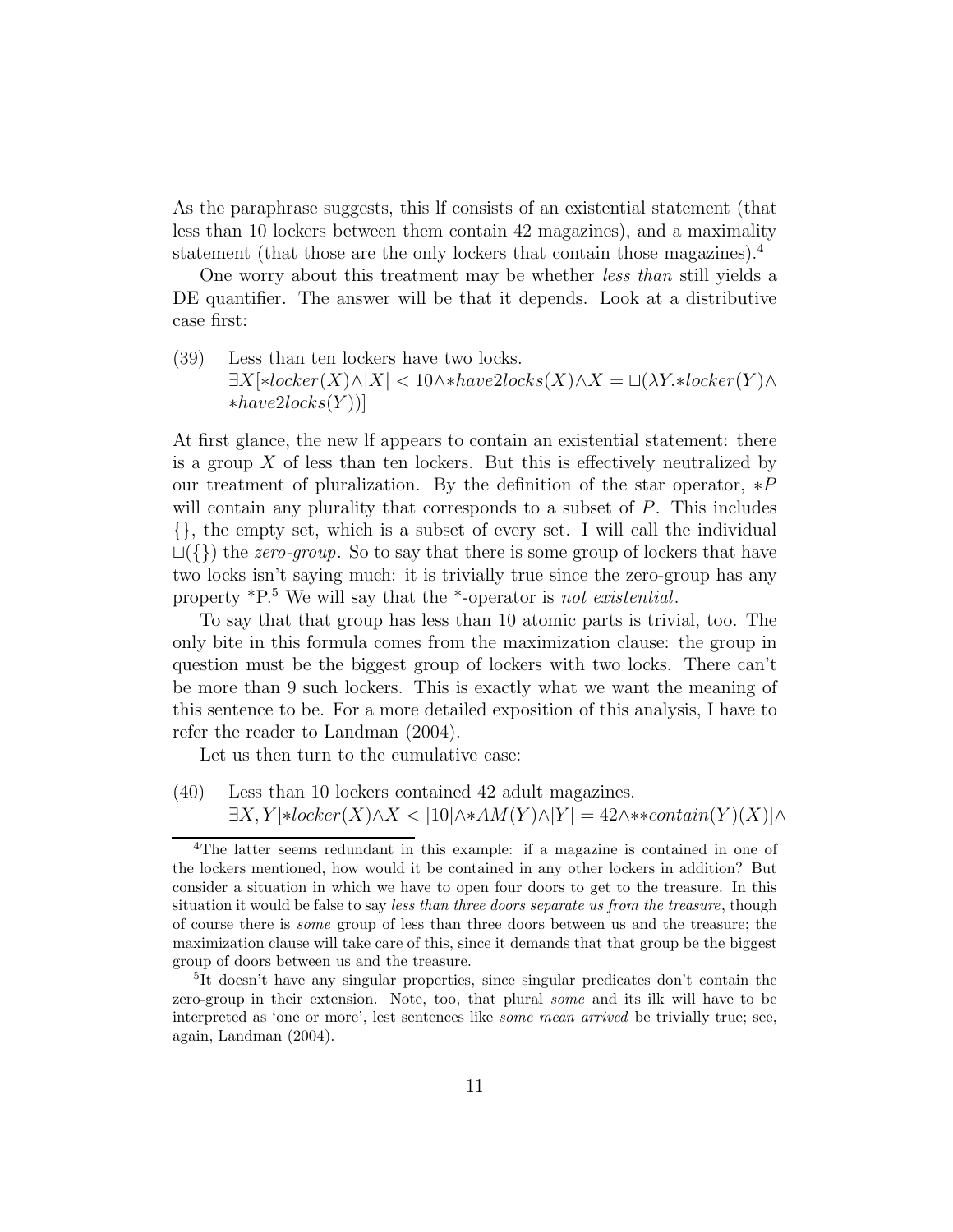As the paraphrase suggests, this lf consists of an existential statement (that less than 10 lockers between them contain 42 magazines), and a maximality statement (that those are the only lockers that contain those magazines).[4]

One worry about this treatment may be whether *less than* still yields a DE quantifier. The answer will be that it depends. Look at a distributive case first:

(39) Less than ten lockers have two locks.
$\exists X[*locker(X) \wedge |X| < 10 \wedge *have2locks(X) \wedge X = \sqcup(\lambda Y.*locker(Y) \wedge *have2locks(Y))]$

At first glance, the new lf appears to contain an existential statement: there is a group $X$ of less than ten lockers. But this is effectively neutralized by our treatment of pluralization. By the definition of the star operator, $*P$ will contain any plurality that corresponds to a subset of $P$. This includes $\{\}$, the empty set, which is a subset of every set. I will call the individual $\sqcup(\{\})$ the *zero-group*. So to say that there is some group of lockers that have two locks isn't saying much: it is trivially true since the zero-group has any property *P.[5] We will say that the *-operator is *not existential*.

To say that that group has less than 10 atomic parts is trivial, too. The only bite in this formula comes from the maximization clause: the group in question must be the biggest group of lockers with two locks. There can't be more than 9 such lockers. This is exactly what we want the meaning of this sentence to be. For a more detailed exposition of this analysis, I have to refer the reader to Landman (2004).

Let us then turn to the cumulative case:

(40) Less than 10 lockers contained 42 adult magazines.
$\exists X, Y[*locker(X) \wedge X < |10| \wedge *AM(Y) \wedge |Y| = 42 \wedge **contain(Y)(X)] \wedge$

---

[4]The latter seems redundant in this example: if a magazine is contained in one of the lockers mentioned, how would it be contained in any other lockers in addition? But consider a situation in which we have to open four doors to get to the treasure. In this situation it would be false to say *less than three doors separate us from the treasure*, though of course there is *some* group of less than three doors between us and the treasure; the maximization clause will take care of this, since it demands that that group be the biggest group of doors between us and the treasure.

[5]It doesn't have any singular properties, since singular predicates don't contain the zero-group in their extension. Note, too, that plural *some* and its ilk will have to be interpreted as 'one or more', lest sentences like *some mean arrived* be trivially true; see, again, Landman (2004).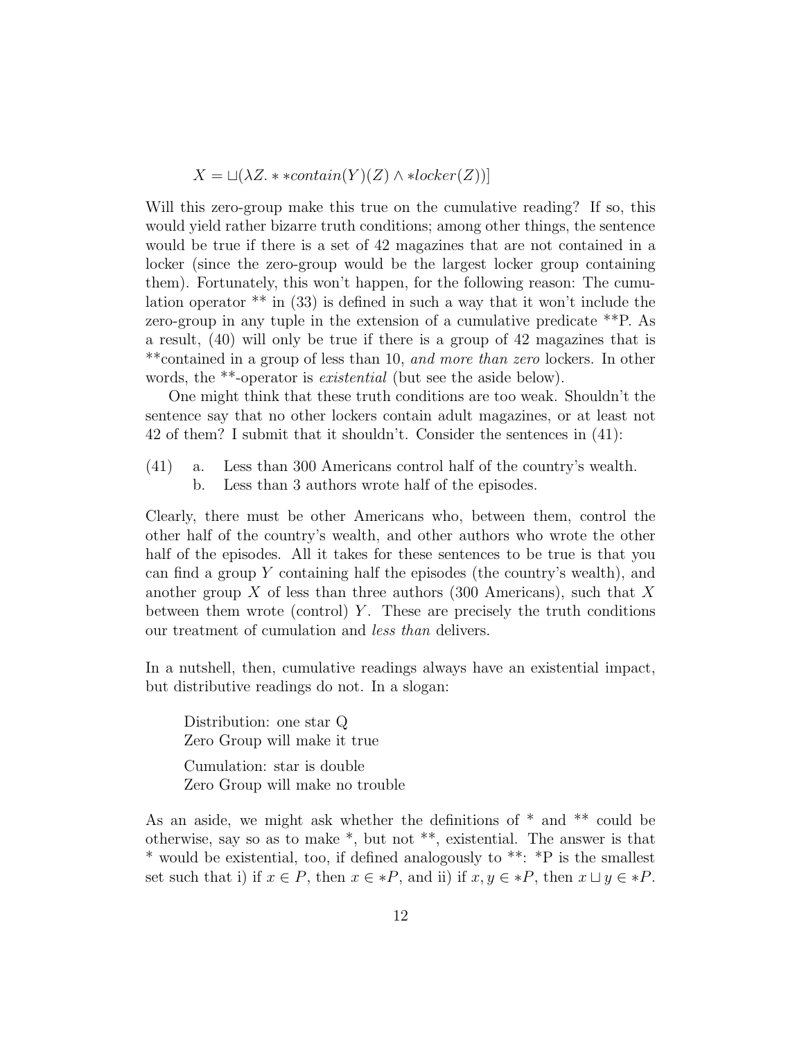$$X = \sqcup(\lambda Z. **contain(Y)(Z) \wedge *locker(Z))]$$

Will this zero-group make this true on the cumulative reading? If so, this would yield rather bizarre truth conditions; among other things, the sentence would be true if there is a set of 42 magazines that are not contained in a locker (since the zero-group would be the largest locker group containing them). Fortunately, this won't happen, for the following reason: The cumulation operator ** in (33) is defined in such a way that it won't include the zero-group in any tuple in the extension of a cumulative predicate **P. As a result, (40) will only be true if there is a group of 42 magazines that is **contained in a group of less than 10, *and more than zero* lockers. In other words, the **-operator is *existential* (but see the aside below).

One might think that these truth conditions are too weak. Shouldn't the sentence say that no other lockers contain adult magazines, or at least not 42 of them? I submit that it shouldn't. Consider the sentences in (41):

(41) a. Less than 300 Americans control half of the country's wealth.
  b. Less than 3 authors wrote half of the episodes.

Clearly, there must be other Americans who, between them, control the other half of the country's wealth, and other authors who wrote the other half of the episodes. All it takes for these sentences to be true is that you can find a group $Y$ containing half the episodes (the country's wealth), and another group $X$ of less than three authors (300 Americans), such that $X$ between them wrote (control) $Y$. These are precisely the truth conditions our treatment of cumulation and *less than* delivers.

In a nutshell, then, cumulative readings always have an existential impact, but distributive readings do not. In a slogan:

> Distribution: one star Q
> Zero Group will make it true
>
> Cumulation: star is double
> Zero Group will make no trouble

As an aside, we might ask whether the definitions of * and ** could be otherwise, say so as to make *, but not **, existential. The answer is that * would be existential, too, if defined analogously to **: *P is the smallest set such that i) if $x \in P$, then $x \in *P$, and ii) if $x, y \in *P$, then $x \sqcup y \in *P$.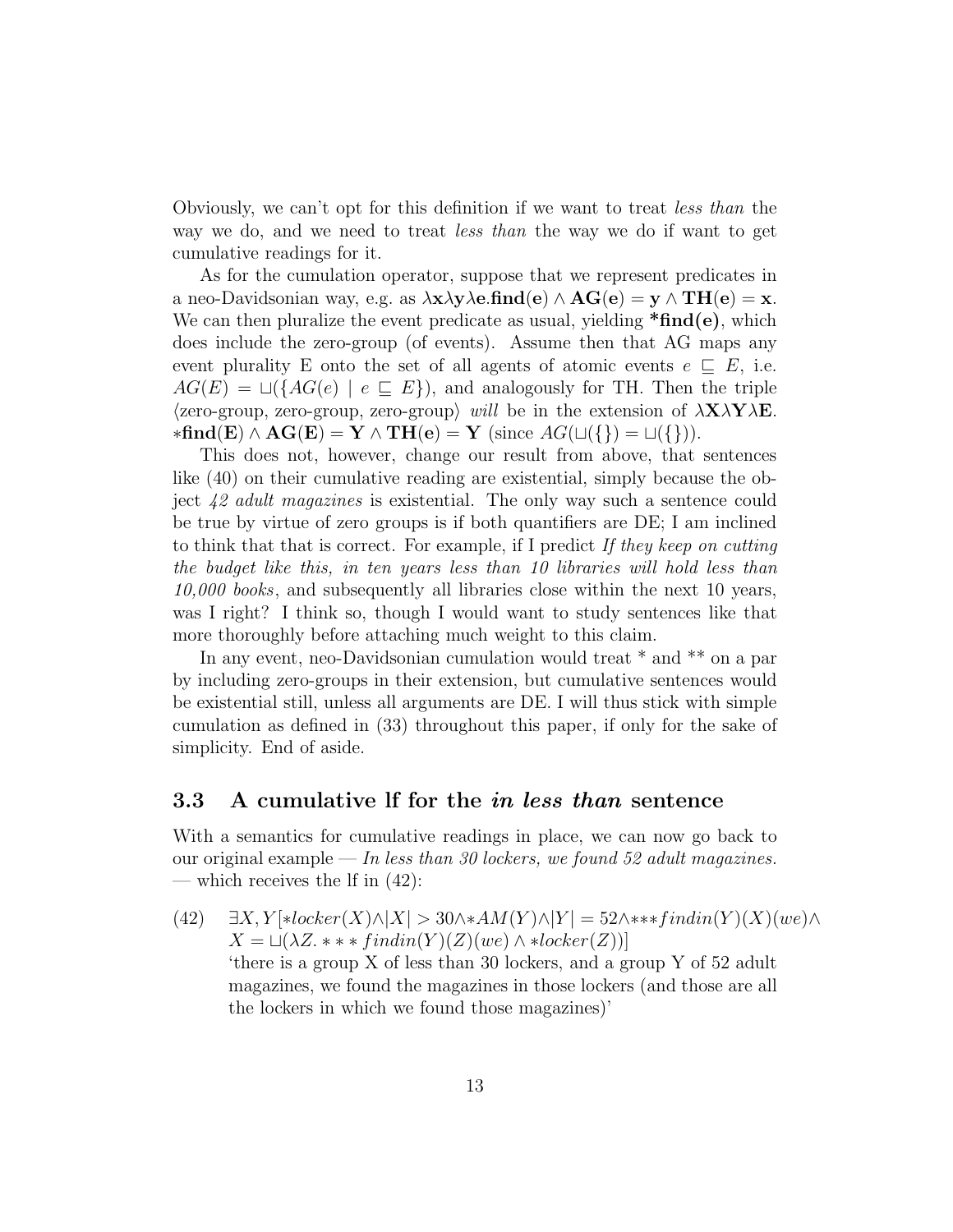Obviously, we can't opt for this definition if we want to treat *less than* the way we do, and we need to treat *less than* the way we do if want to get cumulative readings for it.

As for the cumulation operator, suppose that we represent predicates in a neo-Davidsonian way, e.g. as $\lambda \mathbf{x} \lambda \mathbf{y} \lambda \mathbf{e}.\mathbf{find(e)} \wedge \mathbf{AG(e)} = \mathbf{y} \wedge \mathbf{TH(e)} = \mathbf{x}$. We can then pluralize the event predicate as usual, yielding **\*find(e)**, which does include the zero-group (of events). Assume then that AG maps any event plurality E onto the set of all agents of atomic events $e \sqsubseteq E$, i.e. $AG(E) = \sqcup(\{AG(e) \mid e \sqsubseteq E\})$, and analogously for TH. Then the triple $\langle$zero-group, zero-group, zero-group$\rangle$ *will* be in the extension of $\lambda \mathbf{X} \lambda \mathbf{Y} \lambda \mathbf{E}. *\mathbf{find(E)} \wedge \mathbf{AG(E)} = \mathbf{Y} \wedge \mathbf{TH(e)} = \mathbf{Y}$ (since $AG(\sqcup(\{\}) = \sqcup(\{\}))$.

This does not, however, change our result from above, that sentences like (40) on their cumulative reading are existential, simply because the object *42 adult magazines* is existential. The only way such a sentence could be true by virtue of zero groups is if both quantifiers are DE; I am inclined to think that that is correct. For example, if I predict *If they keep on cutting the budget like this, in ten years less than 10 libraries will hold less than 10,000 books*, and subsequently all libraries close within the next 10 years, was I right? I think so, though I would want to study sentences like that more thoroughly before attaching much weight to this claim.

In any event, neo-Davidsonian cumulation would treat * and ** on a par by including zero-groups in their extension, but cumulative sentences would be existential still, unless all arguments are DE. I will thus stick with simple cumulation as defined in (33) throughout this paper, if only for the sake of simplicity. End of aside.

### 3.3 A cumulative lf for the *in less than* sentence

With a semantics for cumulative readings in place, we can now go back to our original example — *In less than 30 lockers, we found 52 adult magazines.* — which receives the lf in (42):

(42) $\exists X, Y[*locker(X) \wedge |X| > 30 \wedge *AM(Y) \wedge |Y| = 52 \wedge ***findin(Y)(X)(we) \wedge X = \sqcup(\lambda Z. ***findin(Y)(Z)(we) \wedge *locker(Z))]$
'there is a group X of less than 30 lockers, and a group Y of 52 adult magazines, we found the magazines in those lockers (and those are all the lockers in which we found those magazines)'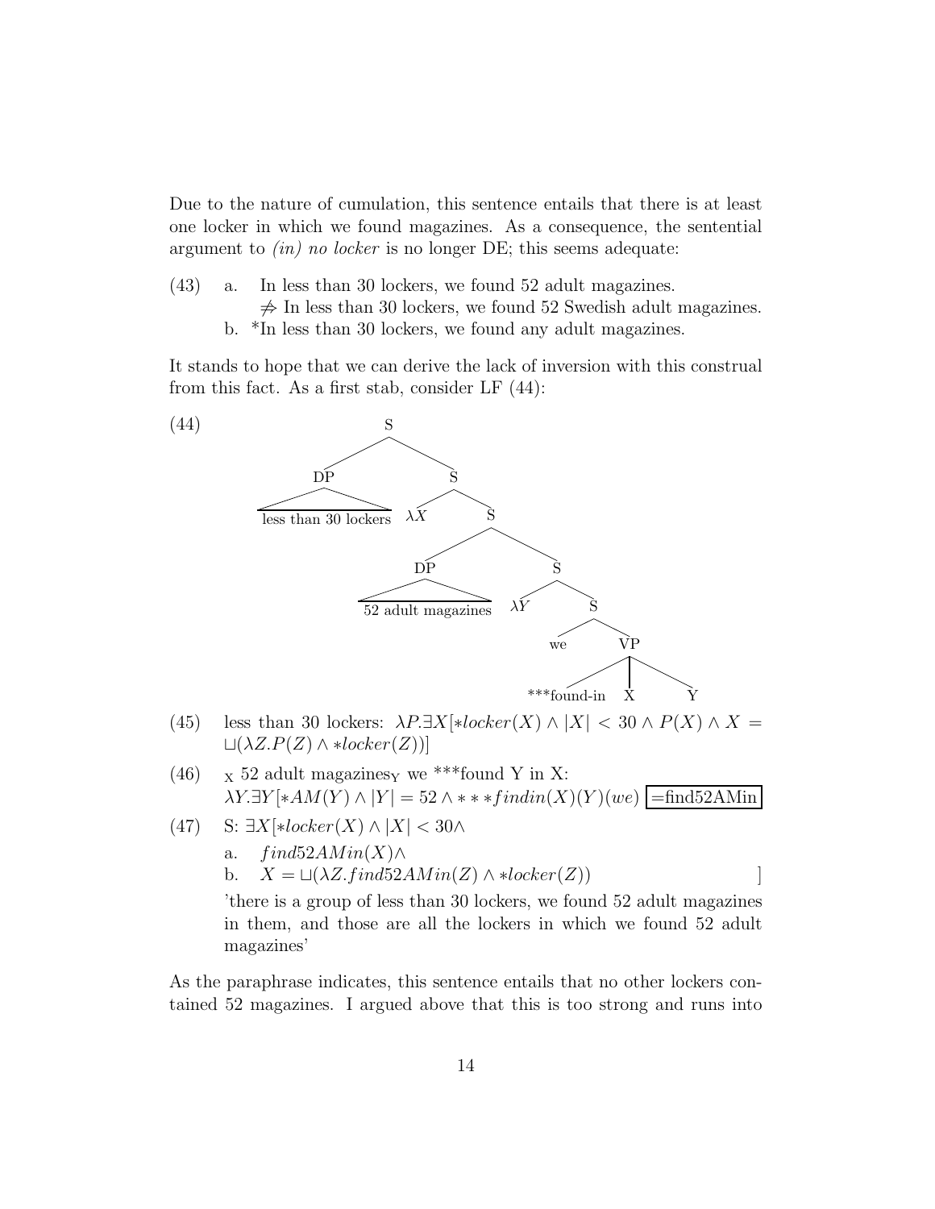Due to the nature of cumulation, this sentence entails that there is at least one locker in which we found magazines. As a consequence, the sentential argument to *(in) no locker* is no longer DE; this seems adequate:

(43) a. In less than 30 lockers, we found 52 adult magazines.
$\not\Rightarrow$ In less than 30 lockers, we found 52 Swedish adult magazines.

b. *In less than 30 lockers, we found any adult magazines.

It stands to hope that we can derive the lack of inversion with this construal from this fact. As a first stab, consider LF (44):

(44)

```
S
├── DP: less than 30 lockers
└── S
    ├── λX
    └── S
        ├── DP: 52 adult magazines
        └── S
            ├── λY
            └── S
                ├── we
                └── VP
                    ├── ***found-in
                    ├── X
                    └── Y
```

(45) less than 30 lockers: $\lambda P.\exists X[*locker(X) \wedge |X| < 30 \wedge P(X) \wedge X = \sqcup(\lambda Z.P(Z) \wedge *locker(Z))]$

(46) $_X$ 52 adult magazines$_Y$ we ***found Y in X:
$\lambda Y.\exists Y[*AM(Y) \wedge |Y| = 52 \wedge ***findin(X)(Y)(we)$ $\boxed{\text{=find52AMin}}$

(47) S: $\exists X[*locker(X) \wedge |X| < 30 \wedge$

a. $find52AMin(X) \wedge$

b. $X = \sqcup(\lambda Z.find52AMin(Z) \wedge *locker(Z))$ ]

'there is a group of less than 30 lockers, we found 52 adult magazines in them, and those are all the lockers in which we found 52 adult magazines'

As the paraphrase indicates, this sentence entails that no other lockers contained 52 magazines. I argued above that this is too strong and runs into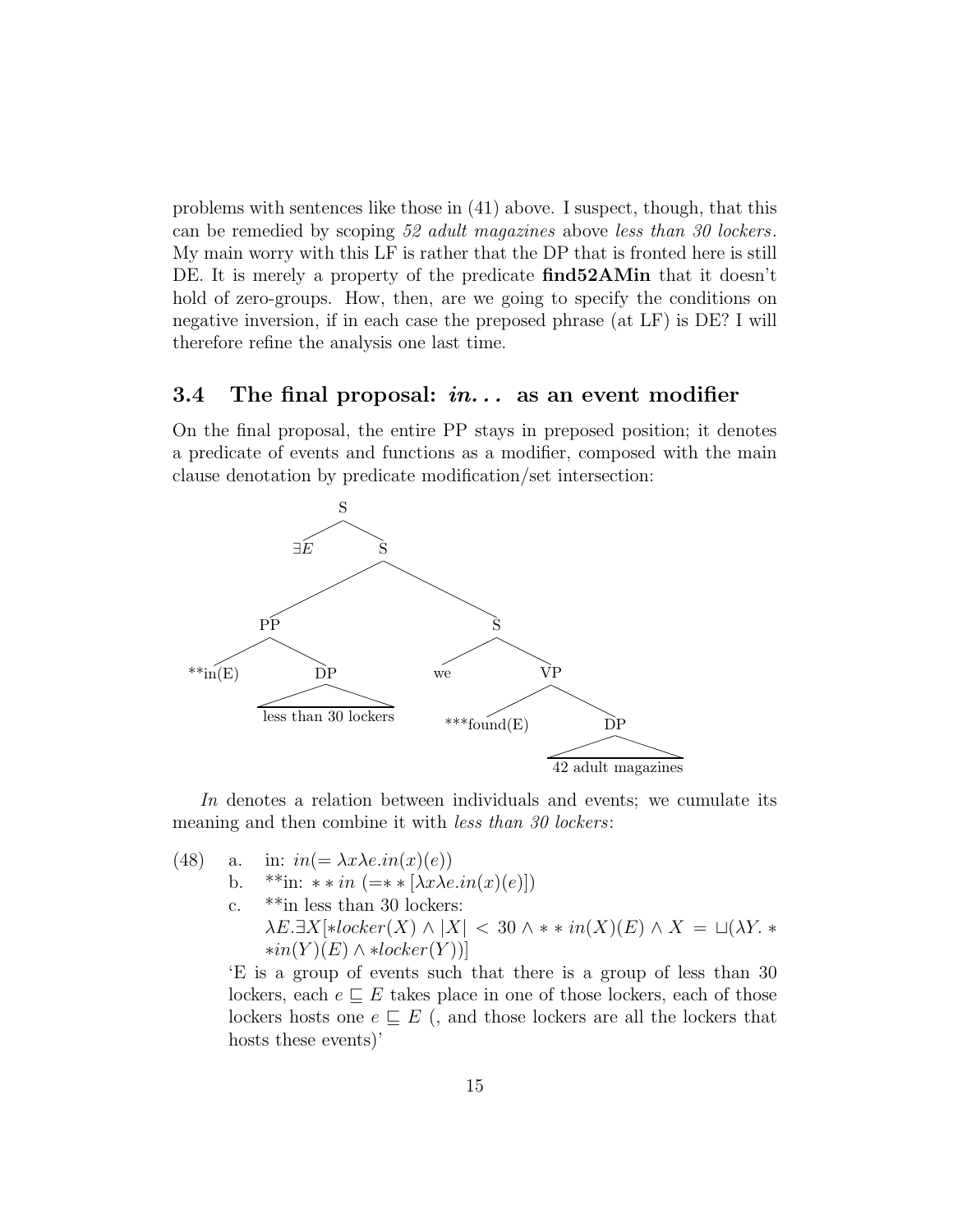problems with sentences like those in (41) above. I suspect, though, that this can be remedied by scoping *52 adult magazines* above *less than 30 lockers*. My main worry with this LF is rather that the DP that is fronted here is still DE. It is merely a property of the predicate **find52AMin** that it doesn't hold of zero-groups. How, then, are we going to specify the conditions on negative inversion, if in each case the preposed phrase (at LF) is DE? I will therefore refine the analysis one last time.

### 3.4 The final proposal: *in...* as an event modifier

On the final proposal, the entire PP stays in preposed position; it denotes a predicate of events and functions as a modifier, composed with the main clause denotation by predicate modification/set intersection:

```
[S ∃E [S [PP **in(E) [DP less than 30 lockers]] [S we [VP ***found(E) [DP 42 adult magazines]]]]]
```

*In* denotes a relation between individuals and events; we cumulate its meaning and then combine it with *less than 30 lockers*:

(48) a. in: $in(= \lambda x \lambda e.in(x)(e))$

b. **in: $**in\ (= **[\lambda x \lambda e.in(x)(e)])$

c. **in less than 30 lockers:
$\lambda E.\exists X[*locker(X) \wedge |X| < 30 \wedge **in(X)(E) \wedge X = \sqcup(\lambda Y.**in(Y)(E) \wedge *locker(Y))]$

'E is a group of events such that there is a group of less than 30 lockers, each $e \sqsubseteq E$ takes place in one of those lockers, each of those lockers hosts one $e \sqsubseteq E$ (, and those lockers are all the lockers that hosts these events)'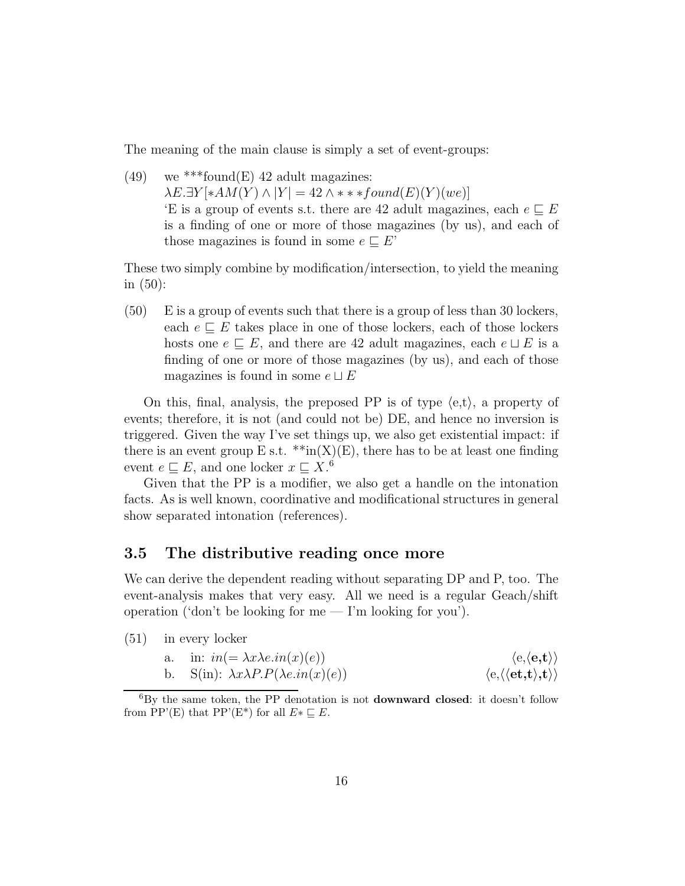The meaning of the main clause is simply a set of event-groups:

(49) we ***found(E) 42 adult magazines:
$\lambda E.\exists Y[*AM(Y) \wedge |Y| = 42 \wedge ***found(E)(Y)(we)]$
'E is a group of events s.t. there are 42 adult magazines, each $e \sqsubseteq E$ is a finding of one or more of those magazines (by us), and each of those magazines is found in some $e \sqsubseteq E$'

These two simply combine by modification/intersection, to yield the meaning in (50):

(50) E is a group of events such that there is a group of less than 30 lockers, each $e \sqsubseteq E$ takes place in one of those lockers, each of those lockers hosts one $e \sqsubseteq E$, and there are 42 adult magazines, each $e \sqcup E$ is a finding of one or more of those magazines (by us), and each of those magazines is found in some $e \sqcup E$

On this, final, analysis, the preposed PP is of type $\langle e,t \rangle$, a property of events; therefore, it is not (and could not be) DE, and hence no inversion is triggered. Given the way I've set things up, we also get existential impact: if there is an event group E s.t. **in(X)(E), there has to be at least one finding event $e \sqsubseteq E$, and one locker $x \sqsubseteq X$.[6]

Given that the PP is a modifier, we also get a handle on the intonation facts. As is well known, coordinative and modificational structures in general show separated intonation (references).

## 3.5 The distributive reading once more

We can derive the dependent reading without separating DP and P, too. The event-analysis makes that very easy. All we need is a regular Geach/shift operation ('don't be looking for me — I'm looking for you').

(51) in every locker

a. in: $in (= \lambda x \lambda e.in(x)(e))$ $\langle e, \langle \mathbf{e,t} \rangle \rangle$

b. S(in): $\lambda x \lambda P.P(\lambda e.in(x)(e))$ $\langle e, \langle \langle \mathbf{et,t} \rangle \mathbf{,t} \rangle \rangle$

[6] By the same token, the PP denotation is not **downward closed**: it doesn't follow from PP'(E) that PP'(E*) for all $E* \sqsubseteq E$.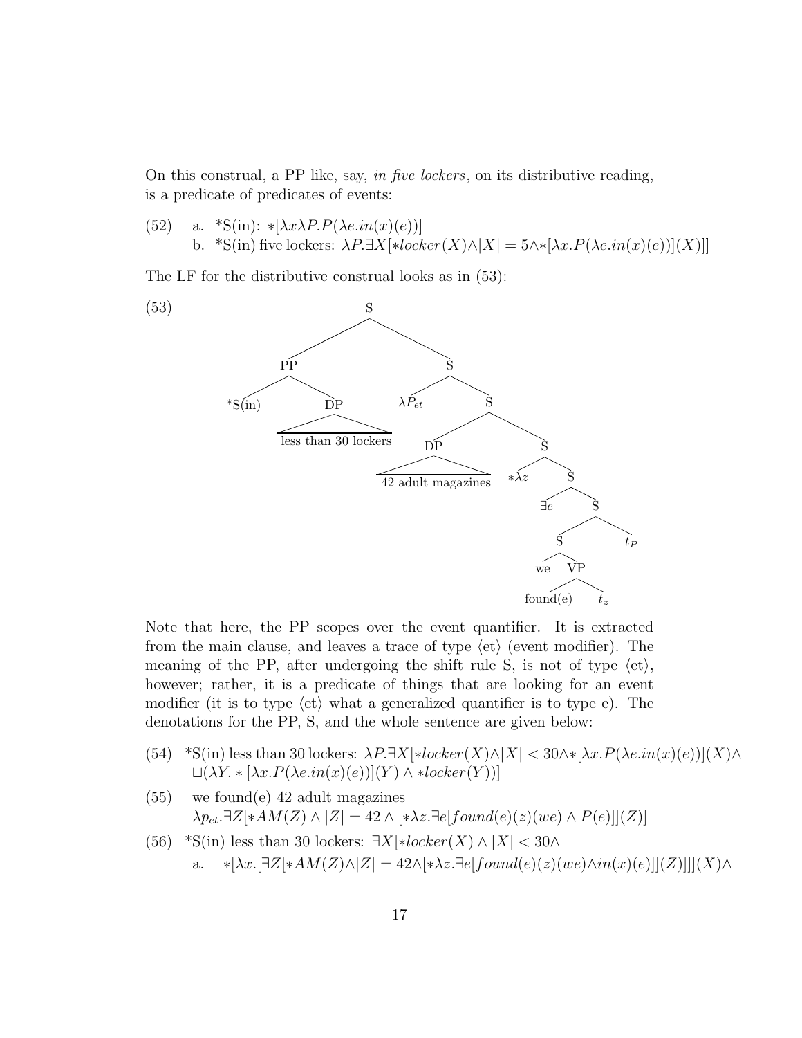On this construal, a PP like, say, *in five lockers*, on its distributive reading, is a predicate of predicates of events:

(52) a. *S(in): $*[\lambda x \lambda P.P(\lambda e.in(x)(e))]$

b. *S(in) five lockers: $\lambda P.\exists X[*locker(X) \wedge |X| = 5 \wedge *[\lambda x.P(\lambda e.in(x)(e))](X)]]$

The LF for the distributive construal looks as in (53):

(53)

```
[S [PP *S(in) [DP less than 30 lockers]]
   [S λP_et
      [S [DP 42 adult magazines]
         [S *λz
            [S ∃e
               [S [S we [VP found(e) t_z]] t_P]]]]]]
```

Note that here, the PP scopes over the event quantifier. It is extracted from the main clause, and leaves a trace of type ⟨et⟩ (event modifier). The meaning of the PP, after undergoing the shift rule S, is not of type ⟨et⟩, however; rather, it is a predicate of things that are looking for an event modifier (it is to type ⟨et⟩ what a generalized quantifier is to type e). The denotations for the PP, S, and the whole sentence are given below:

(54) *S(in) less than 30 lockers: $\lambda P.\exists X[*locker(X) \wedge |X| < 30 \wedge *[\lambda x.P(\lambda e.in(x)(e))](X) \wedge \sqcup(\lambda Y.*[\lambda x.P(\lambda e.in(x)(e))](Y) \wedge *locker(Y))]$

(55) we found(e) 42 adult magazines
$\lambda p_{et}.\exists Z[*AM(Z) \wedge |Z| = 42 \wedge [*\lambda z.\exists e[found(e)(z)(we) \wedge P(e)]](Z)]$

(56) *S(in) less than 30 lockers: $\exists X[*locker(X) \wedge |X| < 30 \wedge$

a. $*[\lambda x.[\exists Z[*AM(Z) \wedge |Z| = 42 \wedge [*\lambda z.\exists e[found(e)(z)(we) \wedge in(x)(e)]](Z)]]](X) \wedge$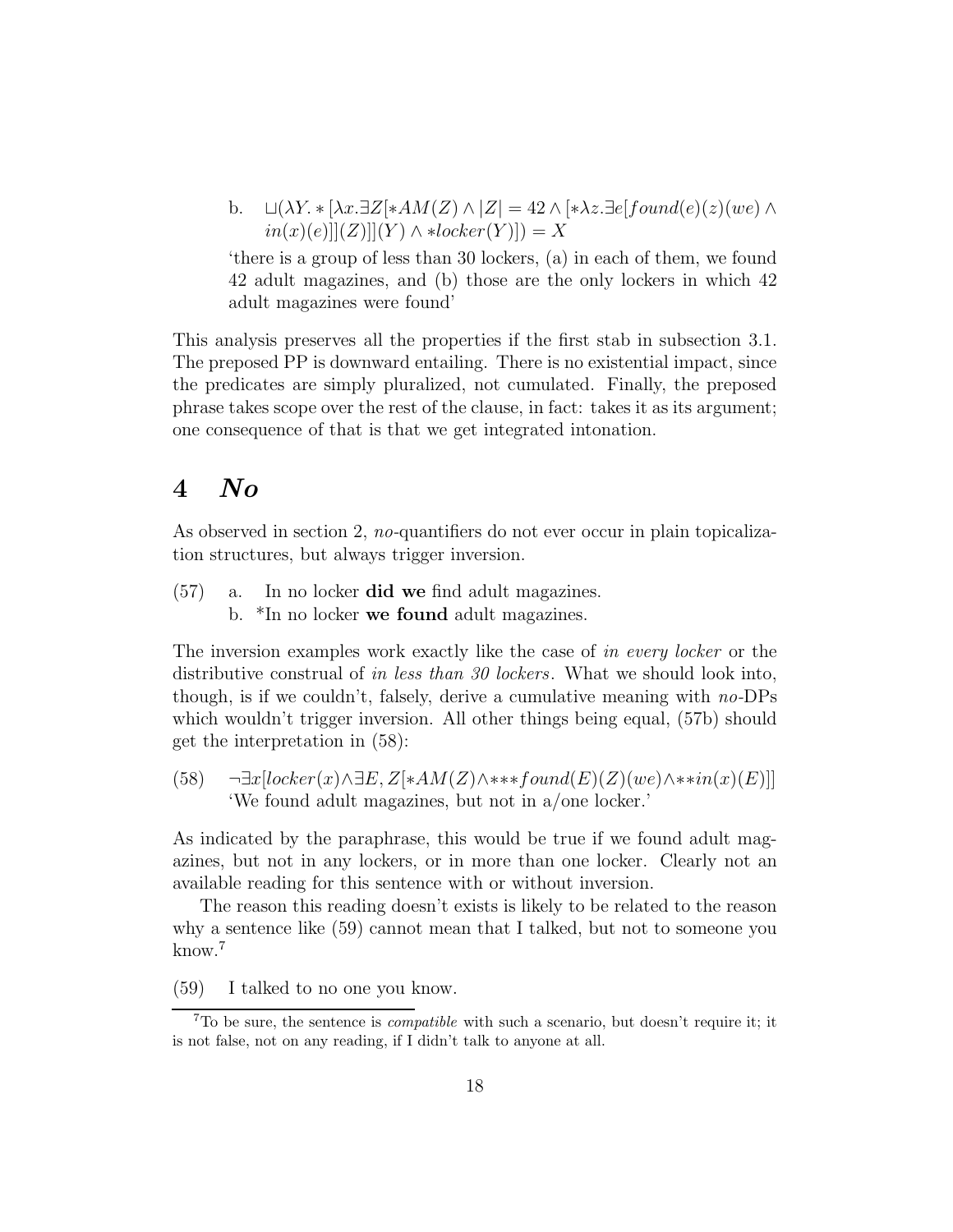b. $\sqcup(\lambda Y. *[\lambda x.\exists Z[*AM(Z) \wedge |Z| = 42 \wedge [*\lambda z.\exists e[found(e)(z)(we) \wedge in(x)(e)]](Z)]](Y) \wedge *locker(Y)]) = X$

'there is a group of less than 30 lockers, (a) in each of them, we found 42 adult magazines, and (b) those are the only lockers in which 42 adult magazines were found'

This analysis preserves all the properties if the first stab in subsection 3.1. The preposed PP is downward entailing. There is no existential impact, since the predicates are simply pluralized, not cumulated. Finally, the preposed phrase takes scope over the rest of the clause, in fact: takes it as its argument; one consequence of that is that we get integrated intonation.

# 4 *No*

As observed in section 2, *no*-quantifiers do not ever occur in plain topicalization structures, but always trigger inversion.

(57) a. In no locker **did we** find adult magazines.
b. *In no locker **we found** adult magazines.

The inversion examples work exactly like the case of *in every locker* or the distributive construal of *in less than 30 lockers*. What we should look into, though, is if we couldn't, falsely, derive a cumulative meaning with *no*-DPs which wouldn't trigger inversion. All other things being equal, (57b) should get the interpretation in (58):

(58) $\neg\exists x[locker(x) \wedge \exists E, Z[*AM(Z) \wedge ***found(E)(Z)(we) \wedge **in(x)(E)]]$
'We found adult magazines, but not in a/one locker.'

As indicated by the paraphrase, this would be true if we found adult magazines, but not in any lockers, or in more than one locker. Clearly not an available reading for this sentence with or without inversion.

The reason this reading doesn't exists is likely to be related to the reason why a sentence like (59) cannot mean that I talked, but not to someone you know.[7]

(59) I talked to no one you know.

[7] To be sure, the sentence is *compatible* with such a scenario, but doesn't require it; it is not false, not on any reading, if I didn't talk to anyone at all.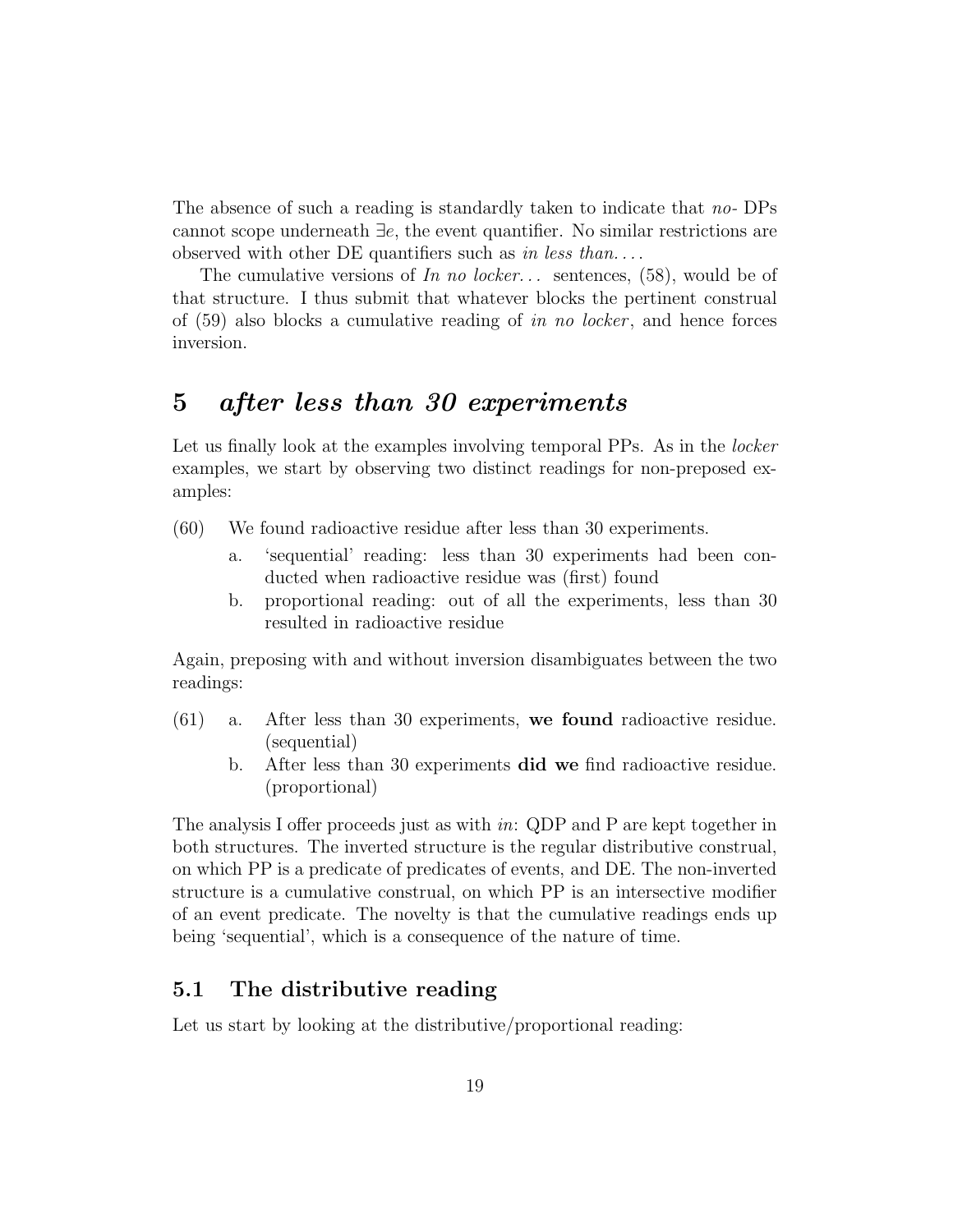The absence of such a reading is standardly taken to indicate that *no*- DPs cannot scope underneath $\exists e$, the event quantifier. No similar restrictions are observed with other DE quantifiers such as *in less than. . . .*

The cumulative versions of *In no locker. . .* sentences, (58), would be of that structure. I thus submit that whatever blocks the pertinent construal of (59) also blocks a cumulative reading of *in no locker*, and hence forces inversion.

## 5 *after less than 30 experiments*

Let us finally look at the examples involving temporal PPs. As in the *locker* examples, we start by observing two distinct readings for non-preposed examples:

(60) We found radioactive residue after less than 30 experiments.

   a. 'sequential' reading: less than 30 experiments had been conducted when radioactive residue was (first) found

   b. proportional reading: out of all the experiments, less than 30 resulted in radioactive residue

Again, preposing with and without inversion disambiguates between the two readings:

(61) a. After less than 30 experiments, **we found** radioactive residue. (sequential)

   b. After less than 30 experiments **did we** find radioactive residue. (proportional)

The analysis I offer proceeds just as with *in*: QDP and P are kept together in both structures. The inverted structure is the regular distributive construal, on which PP is a predicate of predicates of events, and DE. The non-inverted structure is a cumulative construal, on which PP is an intersective modifier of an event predicate. The novelty is that the cumulative readings ends up being 'sequential', which is a consequence of the nature of time.

### 5.1 The distributive reading

Let us start by looking at the distributive/proportional reading: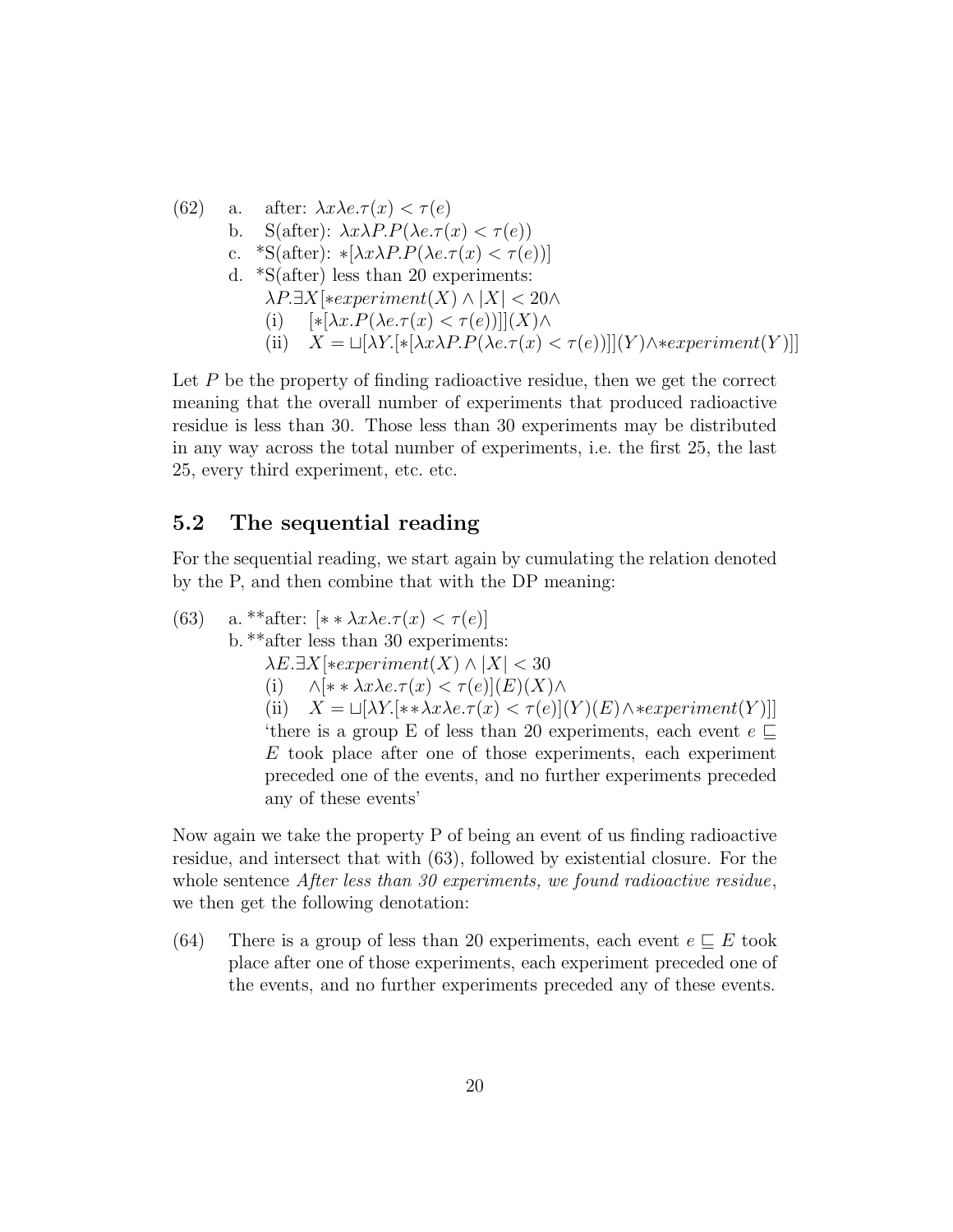(62) a. after: $\lambda x \lambda e.\tau(x) < \tau(e)$

b. S(after): $\lambda x \lambda P.P(\lambda e.\tau(x) < \tau(e))$

c. *S(after): $*[\lambda x \lambda P.P(\lambda e.\tau(x) < \tau(e))]$

d. *S(after) less than 20 experiments:

$\lambda P.\exists X[*experiment(X) \wedge |X| < 20 \wedge$

(i) $[*[\lambda x.P(\lambda e.\tau(x) < \tau(e))]](X) \wedge$

(ii) $X = \sqcup[\lambda Y.[*[\lambda x \lambda P.P(\lambda e.\tau(x) < \tau(e))]](Y) \wedge *experiment(Y)]]$

Let $P$ be the property of finding radioactive residue, then we get the correct meaning that the overall number of experiments that produced radioactive residue is less than 30. Those less than 30 experiments may be distributed in any way across the total number of experiments, i.e. the first 25, the last 25, every third experiment, etc. etc.

## 5.2 The sequential reading

For the sequential reading, we start again by cumulating the relation denoted by the P, and then combine that with the DP meaning:

(63) a. **after: $[** \lambda x \lambda e.\tau(x) < \tau(e)]$

b. **after less than 30 experiments:

$\lambda E.\exists X[*experiment(X) \wedge |X| < 30$

(i) $\wedge[** \lambda x \lambda e.\tau(x) < \tau(e)](E)(X) \wedge$

(ii) $X = \sqcup[\lambda Y.[** \lambda x \lambda e.\tau(x) < \tau(e)](Y)(E) \wedge *experiment(Y)]]$

'there is a group E of less than 20 experiments, each event $e \sqsubseteq E$ took place after one of those experiments, each experiment preceded one of the events, and no further experiments preceded any of these events'

Now again we take the property P of being an event of us finding radioactive residue, and intersect that with (63), followed by existential closure. For the whole sentence *After less than 30 experiments, we found radioactive residue*, we then get the following denotation:

(64) There is a group of less than 20 experiments, each event $e \sqsubseteq E$ took place after one of those experiments, each experiment preceded one of the events, and no further experiments preceded any of these events.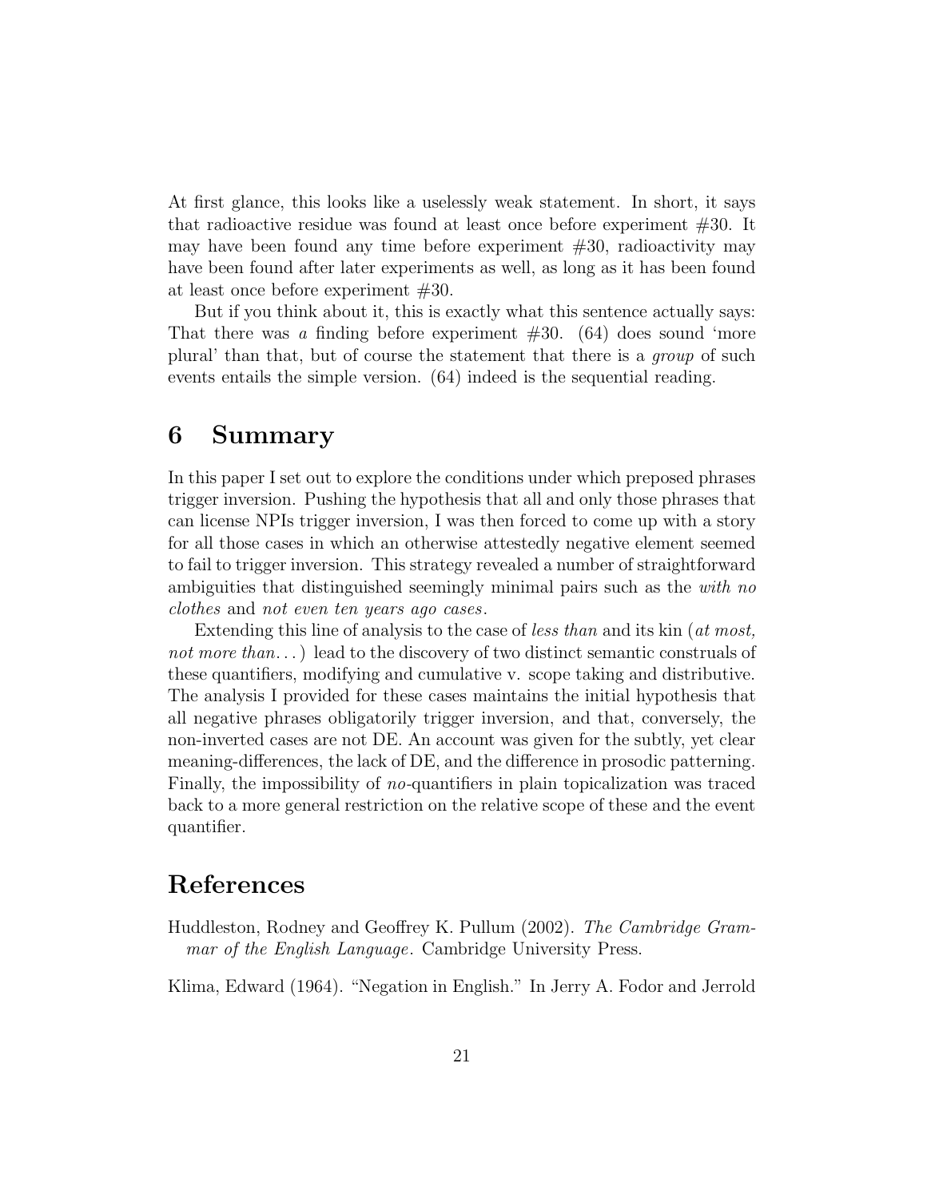At first glance, this looks like a uselessly weak statement. In short, it says that radioactive residue was found at least once before experiment #30. It may have been found any time before experiment #30, radioactivity may have been found after later experiments as well, as long as it has been found at least once before experiment #30.

But if you think about it, this is exactly what this sentence actually says: That there was *a* finding before experiment #30. (64) does sound 'more plural' than that, but of course the statement that there is a *group* of such events entails the simple version. (64) indeed is the sequential reading.

## 6 Summary

In this paper I set out to explore the conditions under which preposed phrases trigger inversion. Pushing the hypothesis that all and only those phrases that can license NPIs trigger inversion, I was then forced to come up with a story for all those cases in which an otherwise attestedly negative element seemed to fail to trigger inversion. This strategy revealed a number of straightforward ambiguities that distinguished seemingly minimal pairs such as the *with no clothes* and *not even ten years ago cases*.

Extending this line of analysis to the case of *less than* and its kin (*at most, not more than...*) lead to the discovery of two distinct semantic construals of these quantifiers, modifying and cumulative v. scope taking and distributive. The analysis I provided for these cases maintains the initial hypothesis that all negative phrases obligatorily trigger inversion, and that, conversely, the non-inverted cases are not DE. An account was given for the subtly, yet clear meaning-differences, the lack of DE, and the difference in prosodic patterning. Finally, the impossibility of *no*-quantifiers in plain topicalization was traced back to a more general restriction on the relative scope of these and the event quantifier.

## References

Huddleston, Rodney and Geoffrey K. Pullum (2002). *The Cambridge Grammar of the English Language*. Cambridge University Press.

Klima, Edward (1964). "Negation in English." In Jerry A. Fodor and Jerrold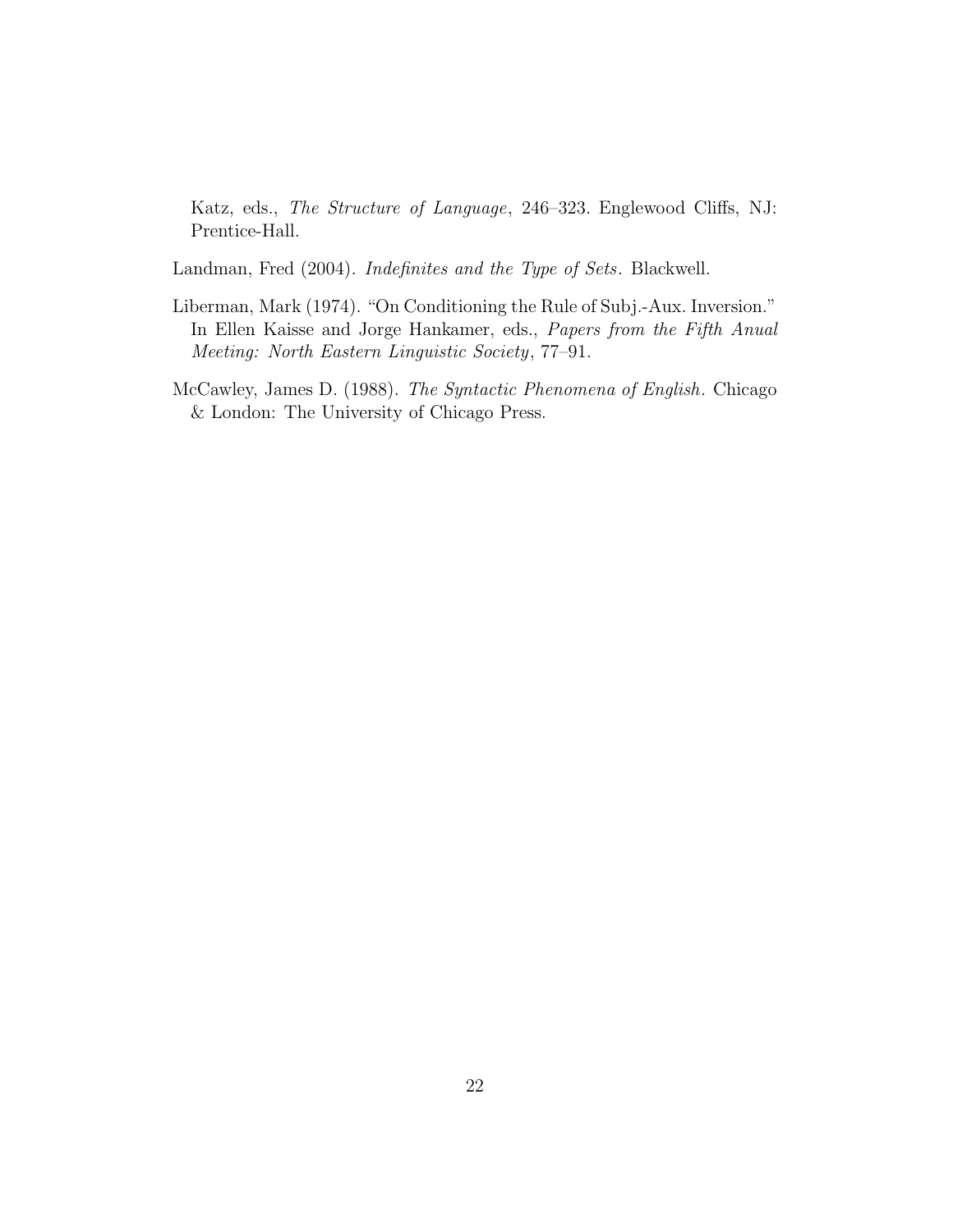Katz, eds., *The Structure of Language*, 246–323. Englewood Cliffs, NJ: Prentice-Hall.

Landman, Fred (2004). *Indefinites and the Type of Sets*. Blackwell.

Liberman, Mark (1974). "On Conditioning the Rule of Subj.-Aux. Inversion." In Ellen Kaisse and Jorge Hankamer, eds., *Papers from the Fifth Anual Meeting: North Eastern Linguistic Society*, 77–91.

McCawley, James D. (1988). *The Syntactic Phenomena of English*. Chicago & London: The University of Chicago Press.